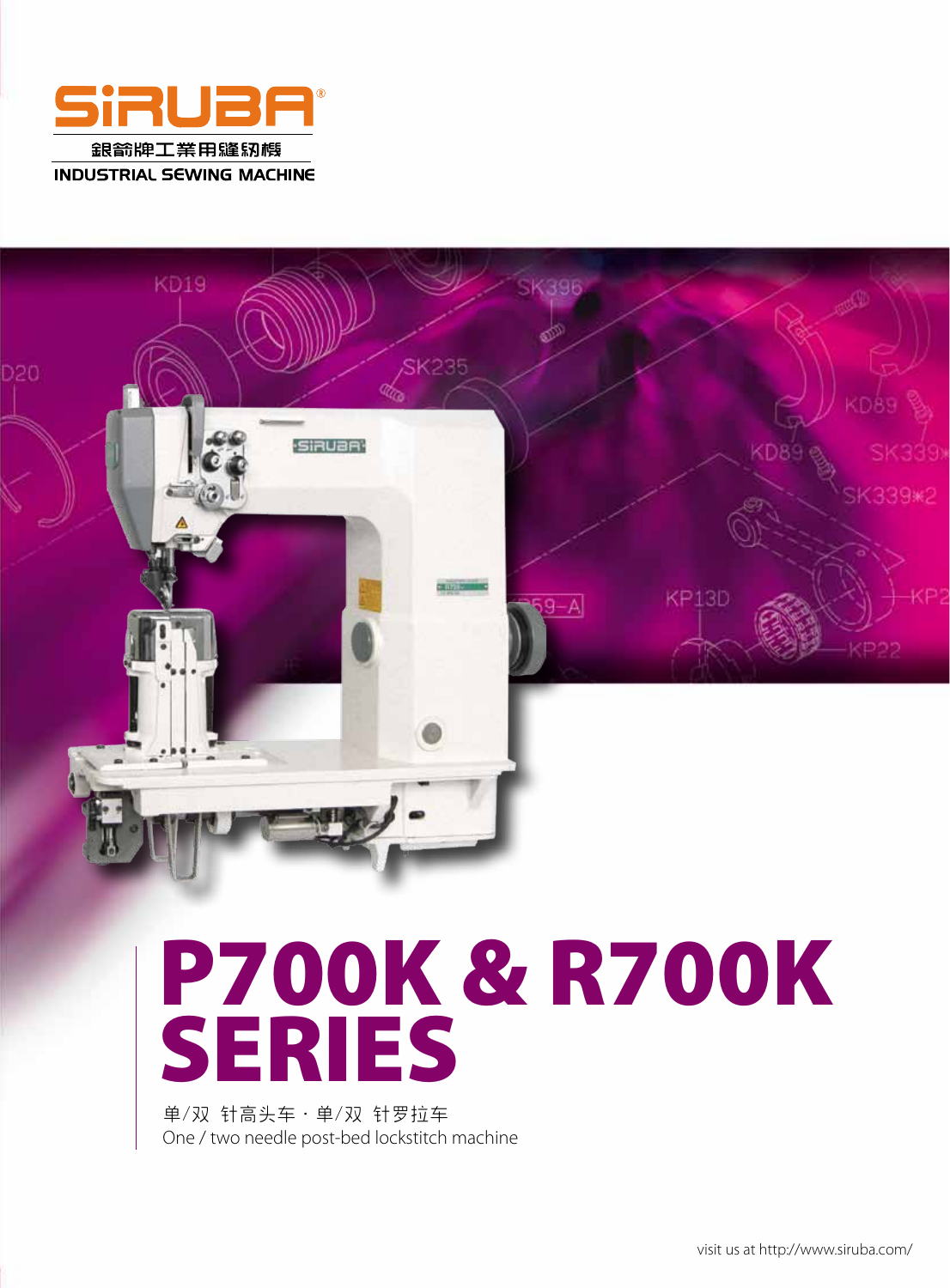SiRUBA®

銀箭牌工業用縫紉機

INDUSTRIAL SEWING MACHINE

# P700K & R700K SERIES

单/双 针高头车 · 单/双 针罗拉车

One / two needle post-bed lockstitch machine

visit us at http://www.siruba.com/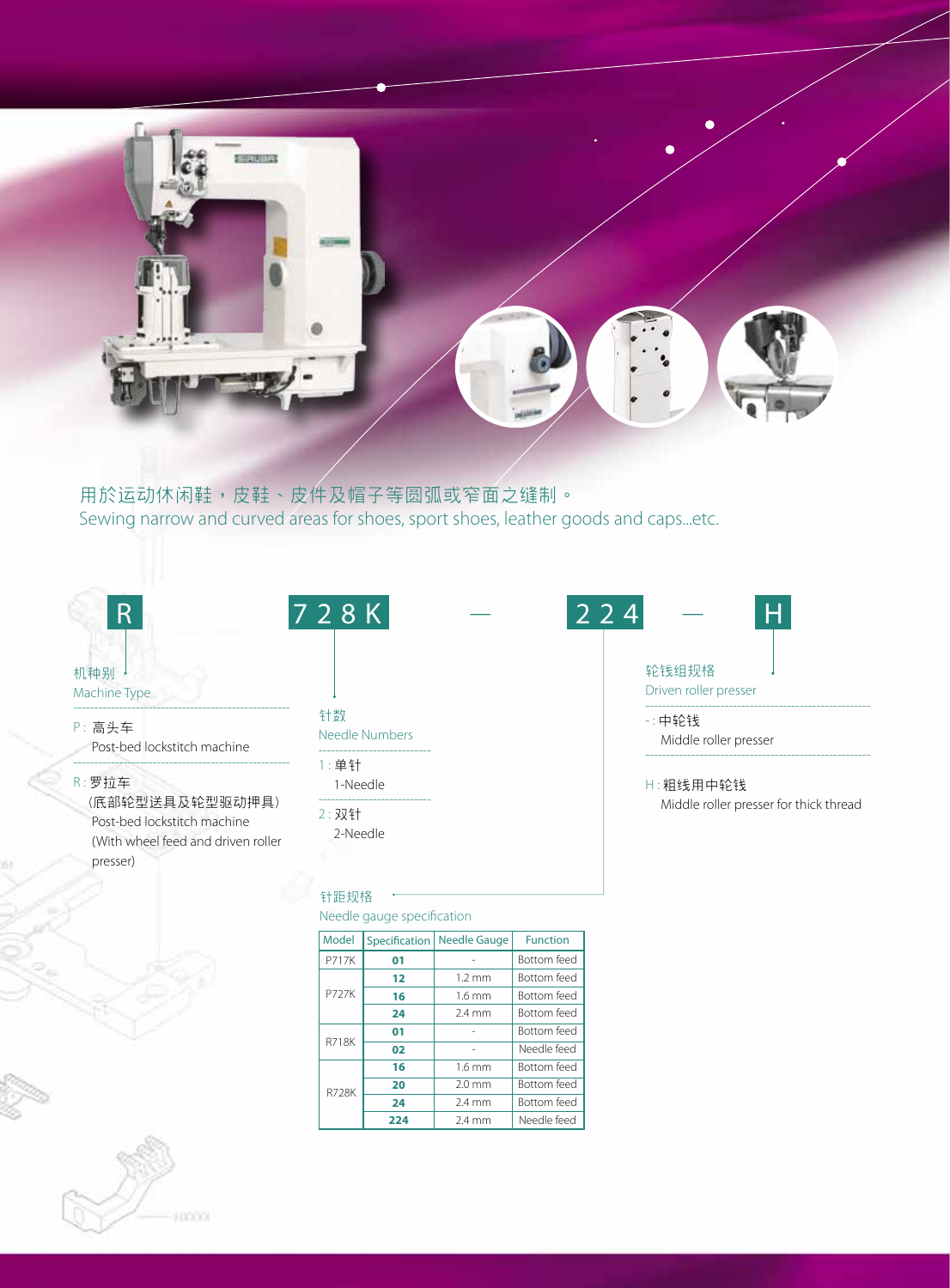用於运动休闲鞋，皮鞋、皮件及帽子等圆弧或窄面之缝制。

Sewing narrow and curved areas for shoes, sport shoes, leather goods and caps...etc.

**R** — **728K** — **224** — **H**

### 机种别 Machine Type

- P : 高头车
  Post-bed lockstitch machine
- R : 罗拉车
  (底部轮型送具及轮型驱动押具)
  Post-bed lockstitch machine
  (With wheel feed and driven roller presser)

### 针数 Needle Numbers

- 1 : 单针
  1-Needle
- 2 : 双针
  2-Needle

### 轮钱组规格 Driven roller presser

- - : 中轮钱
  Middle roller presser
- H : 粗线用中轮钱
  Middle roller presser for thick thread

### 针距规格 Needle gauge specification

| Model | Specification | Needle Gauge | Function |
|---|---|---|---|
| P717K | **01** | - | Bottom feed |
| P727K | **12** | 1.2 mm | Bottom feed |
| | **16** | 1.6 mm | Bottom feed |
| | **24** | 2.4 mm | Bottom feed |
| R718K | **01** | - | Bottom feed |
| | **02** | - | Needle feed |
| R728K | **16** | 1.6 mm | Bottom feed |
| | **20** | 2.0 mm | Bottom feed |
| | **24** | 2.4 mm | Bottom feed |
| | **224** | 2.4 mm | Needle feed |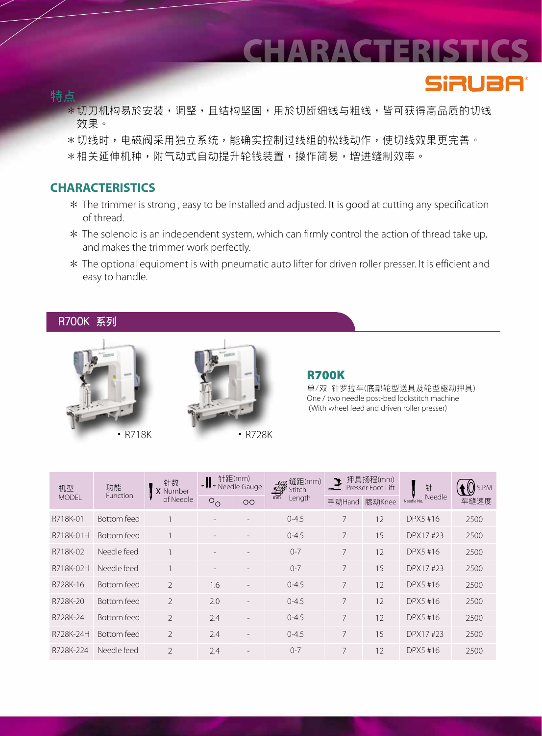# CHARACTERISTICS

SIRUBA

## 特点

＊切刀机构易於安装，调整，且结构坚固，用於切断细线与粗线，皆可获得高品质的切线效果。

＊切线时，电磁阀采用独立系统，能确实控制过线组的松线动作，使切线效果更完善。

＊相关延伸机种，附气动式自动提升轮钱装置，操作简易，增进缝制效率。

## CHARACTERISTICS

＊ The trimmer is strong , easy to be installed and adjusted. It is good at cutting any specification of thread.

＊ The solenoid is an independent system, which can firmly control the action of thread take up, and makes the trimmer work perfectly.

＊ The optional equipment is with pneumatic auto lifter for driven roller presser. It is efficient and easy to handle.

## R700K 系列

• R718K

• R728K

### R700K

单/双 针罗拉车(底部轮型送具及轮型驱动押具)

One / two needle post-bed lockstitch machine

(With wheel feed and driven roller presser)

| 机型 MODEL | 功能 Function | 针数 Number of Needle | 针距(mm) Needle Gauge | | 缝距(mm) Stitch Length | 押具扬程(mm) Presser Foot Lift | | 针 Needle | S.P.M 车缝速度 |
|---|---|---|---|---|---|---|---|---|---|
| | | | ○○ (staggered) | ○○ | | 手动Hand | 膝动Knee | | |
| R718K-01 | Bottom feed | 1 | - | - | 0-4.5 | 7 | 12 | DPX5 #16 | 2500 |
| R718K-01H | Bottom feed | 1 | - | - | 0-4.5 | 7 | 15 | DPX17 #23 | 2500 |
| R718K-02 | Needle feed | 1 | - | - | 0-7 | 7 | 12 | DPX5 #16 | 2500 |
| R718K-02H | Needle feed | 1 | - | - | 0-7 | 7 | 15 | DPX17 #23 | 2500 |
| R728K-16 | Bottom feed | 2 | 1.6 | - | 0-4.5 | 7 | 12 | DPX5 #16 | 2500 |
| R728K-20 | Bottom feed | 2 | 2.0 | - | 0-4.5 | 7 | 12 | DPX5 #16 | 2500 |
| R728K-24 | Bottom feed | 2 | 2.4 | - | 0-4.5 | 7 | 12 | DPX5 #16 | 2500 |
| R728K-24H | Bottom feed | 2 | 2.4 | - | 0-4.5 | 7 | 15 | DPX17 #23 | 2500 |
| R728K-224 | Needle feed | 2 | 2.4 | - | 0-7 | 7 | 12 | DPX5 #16 | 2500 |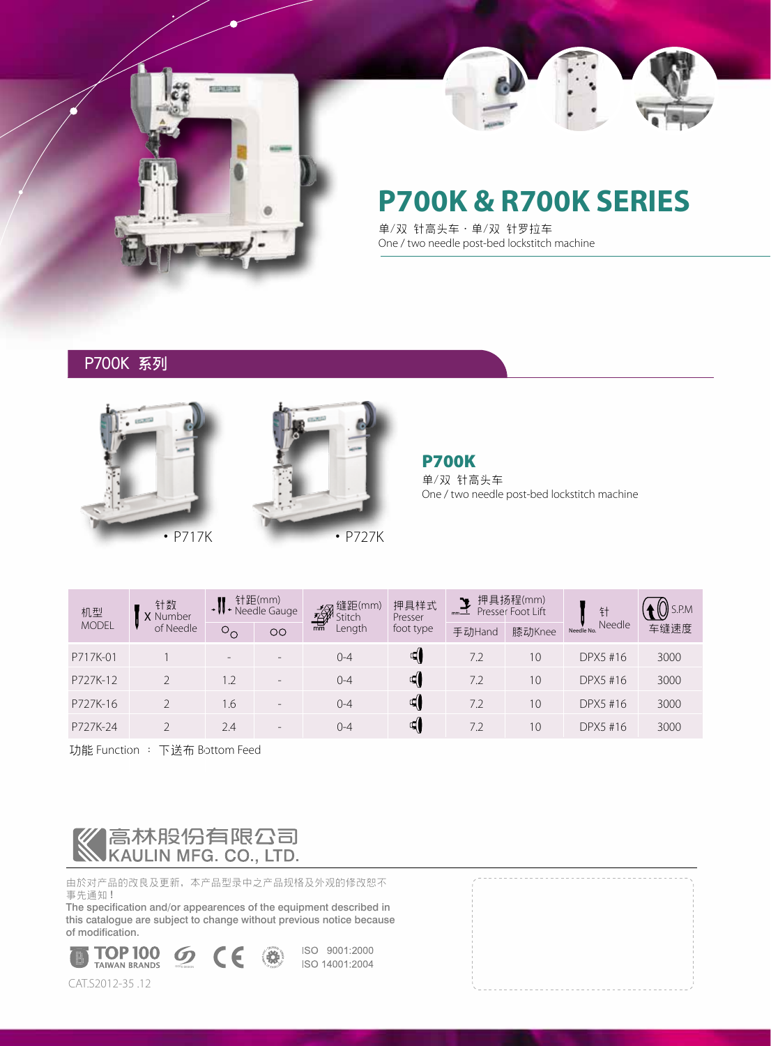# P700K & R700K SERIES

单/双 针高头车・单/双 针罗拉车
One / two needle post-bed lockstitch machine

## P700K 系列

• P717K

• P727K

### P700K

单/双 针高头车
One / two needle post-bed lockstitch machine

| 机型 MODEL | 针数 X Number of Needle | 针距(mm) Needle Gauge | | 缝距(mm) Stitch Length | 押具样式 Presser foot type | 押具扬程(mm) Presser Foot Lift | | 针 Needle No. Needle | S.P.M 车缝速度 |
|---|---|---|---|---|---|---|---|---|---|
| | | ○○ (staggered) | ○○ | | | 手动Hand | 膝动Knee | | |
| P717K-01 | 1 | - | - | 0-4 | | 7.2 | 10 | DPX5 #16 | 3000 |
| P727K-12 | 2 | 1.2 | - | 0-4 | | 7.2 | 10 | DPX5 #16 | 3000 |
| P727K-16 | 2 | 1.6 | - | 0-4 | | 7.2 | 10 | DPX5 #16 | 3000 |
| P727K-24 | 2 | 2.4 | - | 0-4 | | 7.2 | 10 | DPX5 #16 | 3000 |

功能 Function ： 下送布 Bottom Feed

高林股份有限公司
KAULIN MFG. CO., LTD.

由於对产品的改良及更新，本产品型录中之产品规格及外观的修改恕不事先通知！
The specification and/or appearences of the equipment described in this catalogue are subject to change without previous notice because of modification.

TOP 100 TAIWAN BRANDS

ISO 9001:2000
ISO 14001:2004

CAT.S2012-35 .12